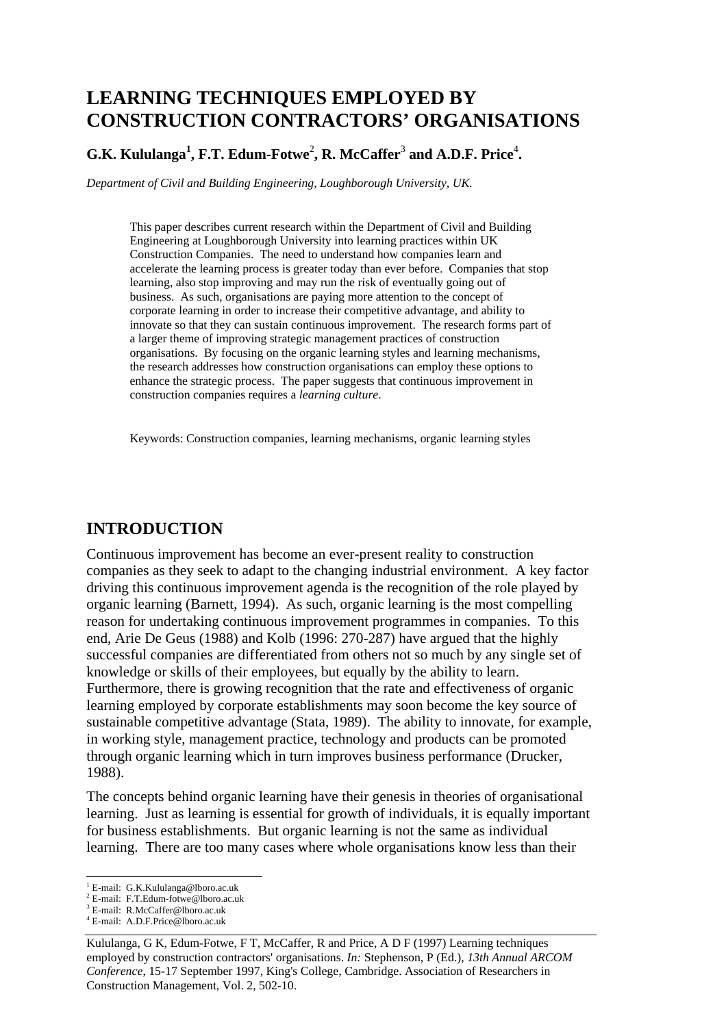# LEARNING TECHNIQUES EMPLOYED BY CONSTRUCTION CONTRACTORS' ORGANISATIONS

**G.K. Kululanga[1], F.T. Edum-Fotwe[2], R. McCaffer[3] and A.D.F. Price[4].**

*Department of Civil and Building Engineering, Loughborough University, UK.*

This paper describes current research within the Department of Civil and Building Engineering at Loughborough University into learning practices within UK Construction Companies. The need to understand how companies learn and accelerate the learning process is greater today than ever before. Companies that stop learning, also stop improving and may run the risk of eventually going out of business. As such, organisations are paying more attention to the concept of corporate learning in order to increase their competitive advantage, and ability to innovate so that they can sustain continuous improvement. The research forms part of a larger theme of improving strategic management practices of construction organisations. By focusing on the organic learning styles and learning mechanisms, the research addresses how construction organisations can employ these options to enhance the strategic process. The paper suggests that continuous improvement in construction companies requires a *learning culture*.

Keywords: Construction companies, learning mechanisms, organic learning styles

## INTRODUCTION

Continuous improvement has become an ever-present reality to construction companies as they seek to adapt to the changing industrial environment. A key factor driving this continuous improvement agenda is the recognition of the role played by organic learning (Barnett, 1994). As such, organic learning is the most compelling reason for undertaking continuous improvement programmes in companies. To this end, Arie De Geus (1988) and Kolb (1996: 270-287) have argued that the highly successful companies are differentiated from others not so much by any single set of knowledge or skills of their employees, but equally by the ability to learn. Furthermore, there is growing recognition that the rate and effectiveness of organic learning employed by corporate establishments may soon become the key source of sustainable competitive advantage (Stata, 1989). The ability to innovate, for example, in working style, management practice, technology and products can be promoted through organic learning which in turn improves business performance (Drucker, 1988).

The concepts behind organic learning have their genesis in theories of organisational learning. Just as learning is essential for growth of individuals, it is equally important for business establishments. But organic learning is not the same as individual learning. There are too many cases where whole organisations know less than their

[1] E-mail: G.K.Kululanga@lboro.ac.uk
[2] E-mail: F.T.Edum-fotwe@lboro.ac.uk
[3] E-mail: R.McCaffer@lboro.ac.uk
[4] E-mail: A.D.F.Price@lboro.ac.uk

Kululanga, G K, Edum-Fotwe, F T, McCaffer, R and Price, A D F (1997) Learning techniques employed by construction contractors' organisations. *In:* Stephenson, P (Ed.), *13th Annual ARCOM Conference,* 15-17 September 1997, King's College, Cambridge. Association of Researchers in Construction Management, Vol. 2, 502-10.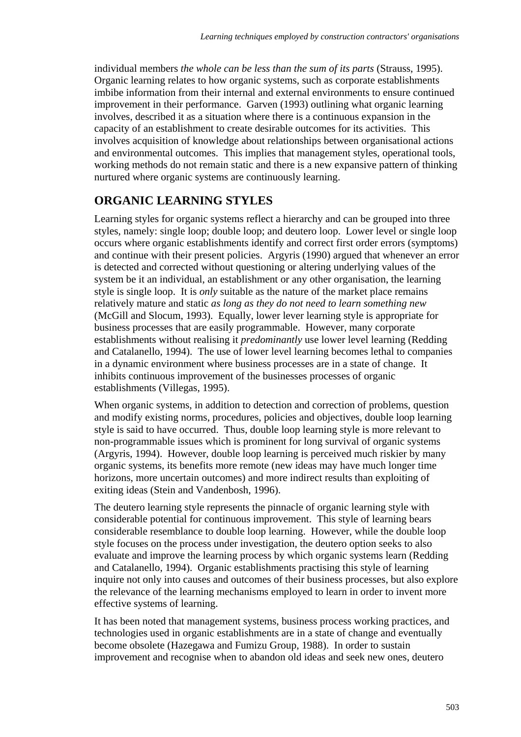individual members *the whole can be less than the sum of its parts* (Strauss, 1995). Organic learning relates to how organic systems, such as corporate establishments imbibe information from their internal and external environments to ensure continued improvement in their performance. Garven (1993) outlining what organic learning involves, described it as a situation where there is a continuous expansion in the capacity of an establishment to create desirable outcomes for its activities. This involves acquisition of knowledge about relationships between organisational actions and environmental outcomes. This implies that management styles, operational tools, working methods do not remain static and there is a new expansive pattern of thinking nurtured where organic systems are continuously learning.

## ORGANIC LEARNING STYLES

Learning styles for organic systems reflect a hierarchy and can be grouped into three styles, namely: single loop; double loop; and deutero loop. Lower level or single loop occurs where organic establishments identify and correct first order errors (symptoms) and continue with their present policies. Argyris (1990) argued that whenever an error is detected and corrected without questioning or altering underlying values of the system be it an individual, an establishment or any other organisation, the learning style is single loop. It is *only* suitable as the nature of the market place remains relatively mature and static *as long as they do not need to learn something new* (McGill and Slocum, 1993). Equally, lower lever learning style is appropriate for business processes that are easily programmable. However, many corporate establishments without realising it *predominantly* use lower level learning (Redding and Catalanello, 1994). The use of lower level learning becomes lethal to companies in a dynamic environment where business processes are in a state of change. It inhibits continuous improvement of the businesses processes of organic establishments (Villegas, 1995).

When organic systems, in addition to detection and correction of problems, question and modify existing norms, procedures, policies and objectives, double loop learning style is said to have occurred. Thus, double loop learning style is more relevant to non-programmable issues which is prominent for long survival of organic systems (Argyris, 1994). However, double loop learning is perceived much riskier by many organic systems, its benefits more remote (new ideas may have much longer time horizons, more uncertain outcomes) and more indirect results than exploiting of exiting ideas (Stein and Vandenbosh, 1996).

The deutero learning style represents the pinnacle of organic learning style with considerable potential for continuous improvement. This style of learning bears considerable resemblance to double loop learning. However, while the double loop style focuses on the process under investigation, the deutero option seeks to also evaluate and improve the learning process by which organic systems learn (Redding and Catalanello, 1994). Organic establishments practising this style of learning inquire not only into causes and outcomes of their business processes, but also explore the relevance of the learning mechanisms employed to learn in order to invent more effective systems of learning.

It has been noted that management systems, business process working practices, and technologies used in organic establishments are in a state of change and eventually become obsolete (Hazegawa and Fumizu Group, 1988). In order to sustain improvement and recognise when to abandon old ideas and seek new ones, deutero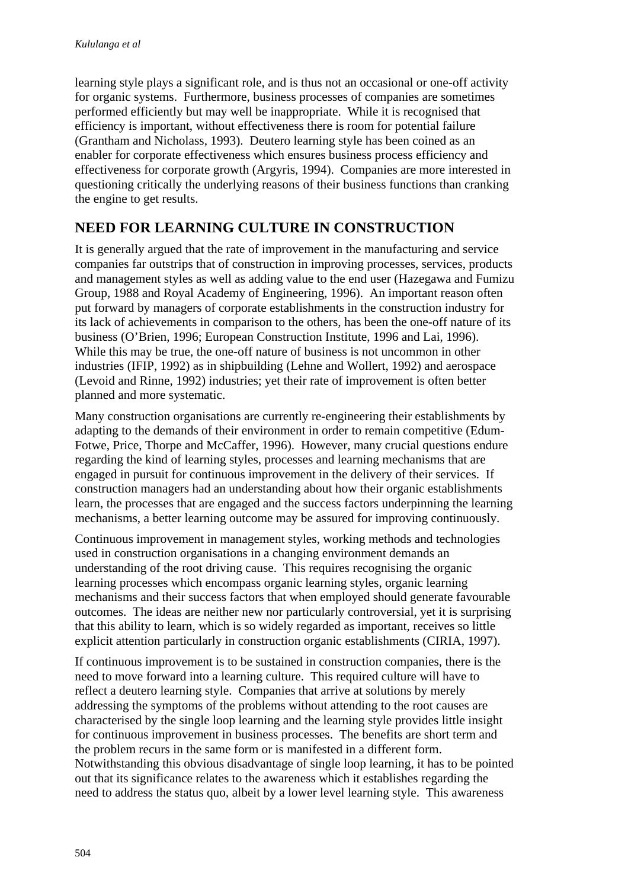learning style plays a significant role, and is thus not an occasional or one-off activity for organic systems. Furthermore, business processes of companies are sometimes performed efficiently but may well be inappropriate. While it is recognised that efficiency is important, without effectiveness there is room for potential failure (Grantham and Nicholass, 1993). Deutero learning style has been coined as an enabler for corporate effectiveness which ensures business process efficiency and effectiveness for corporate growth (Argyris, 1994). Companies are more interested in questioning critically the underlying reasons of their business functions than cranking the engine to get results.

## NEED FOR LEARNING CULTURE IN CONSTRUCTION

It is generally argued that the rate of improvement in the manufacturing and service companies far outstrips that of construction in improving processes, services, products and management styles as well as adding value to the end user (Hazegawa and Fumizu Group, 1988 and Royal Academy of Engineering, 1996). An important reason often put forward by managers of corporate establishments in the construction industry for its lack of achievements in comparison to the others, has been the one-off nature of its business (O'Brien, 1996; European Construction Institute, 1996 and Lai, 1996). While this may be true, the one-off nature of business is not uncommon in other industries (IFIP, 1992) as in shipbuilding (Lehne and Wollert, 1992) and aerospace (Levoid and Rinne, 1992) industries; yet their rate of improvement is often better planned and more systematic.

Many construction organisations are currently re-engineering their establishments by adapting to the demands of their environment in order to remain competitive (Edum-Fotwe, Price, Thorpe and McCaffer, 1996). However, many crucial questions endure regarding the kind of learning styles, processes and learning mechanisms that are engaged in pursuit for continuous improvement in the delivery of their services. If construction managers had an understanding about how their organic establishments learn, the processes that are engaged and the success factors underpinning the learning mechanisms, a better learning outcome may be assured for improving continuously.

Continuous improvement in management styles, working methods and technologies used in construction organisations in a changing environment demands an understanding of the root driving cause. This requires recognising the organic learning processes which encompass organic learning styles, organic learning mechanisms and their success factors that when employed should generate favourable outcomes. The ideas are neither new nor particularly controversial, yet it is surprising that this ability to learn, which is so widely regarded as important, receives so little explicit attention particularly in construction organic establishments (CIRIA, 1997).

If continuous improvement is to be sustained in construction companies, there is the need to move forward into a learning culture. This required culture will have to reflect a deutero learning style. Companies that arrive at solutions by merely addressing the symptoms of the problems without attending to the root causes are characterised by the single loop learning and the learning style provides little insight for continuous improvement in business processes. The benefits are short term and the problem recurs in the same form or is manifested in a different form. Notwithstanding this obvious disadvantage of single loop learning, it has to be pointed out that its significance relates to the awareness which it establishes regarding the need to address the status quo, albeit by a lower level learning style. This awareness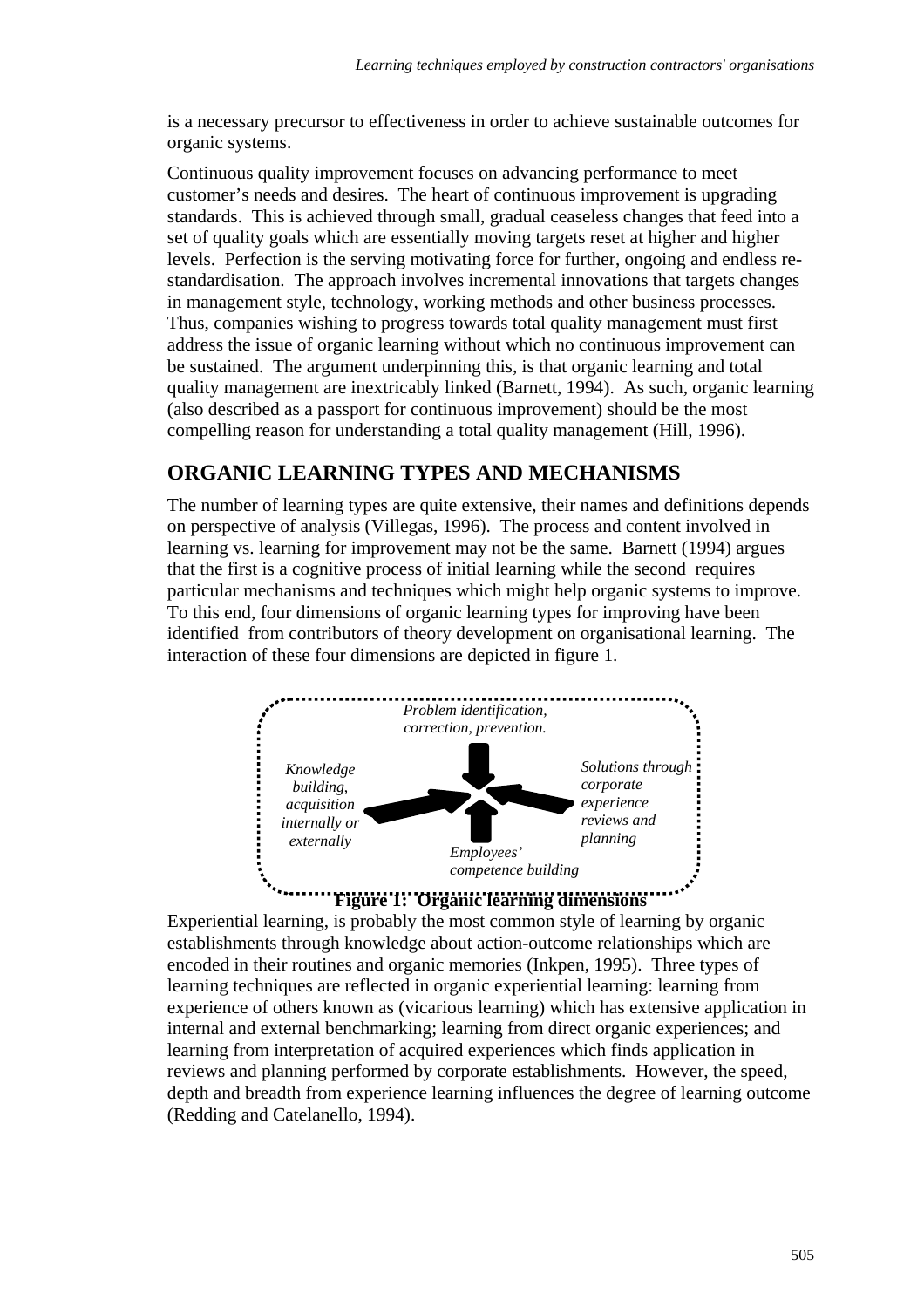is a necessary precursor to effectiveness in order to achieve sustainable outcomes for organic systems.

Continuous quality improvement focuses on advancing performance to meet customer's needs and desires. The heart of continuous improvement is upgrading standards. This is achieved through small, gradual ceaseless changes that feed into a set of quality goals which are essentially moving targets reset at higher and higher levels. Perfection is the serving motivating force for further, ongoing and endless re-standardisation. The approach involves incremental innovations that targets changes in management style, technology, working methods and other business processes. Thus, companies wishing to progress towards total quality management must first address the issue of organic learning without which no continuous improvement can be sustained. The argument underpinning this, is that organic learning and total quality management are inextricably linked (Barnett, 1994). As such, organic learning (also described as a passport for continuous improvement) should be the most compelling reason for understanding a total quality management (Hill, 1996).

## ORGANIC LEARNING TYPES AND MECHANISMS

The number of learning types are quite extensive, their names and definitions depends on perspective of analysis (Villegas, 1996). The process and content involved in learning vs. learning for improvement may not be the same. Barnett (1994) argues that the first is a cognitive process of initial learning while the second requires particular mechanisms and techniques which might help organic systems to improve. To this end, four dimensions of organic learning types for improving have been identified from contributors of theory development on organisational learning. The interaction of these four dimensions are depicted in figure 1.

*Problem identification, correction, prevention.*

*Knowledge building, acquisition internally or externally*

*Solutions through corporate experience reviews and planning*

*Employees' competence building*

**Figure 1: Organic learning dimensions**

Experiential learning, is probably the most common style of learning by organic establishments through knowledge about action-outcome relationships which are encoded in their routines and organic memories (Inkpen, 1995). Three types of learning techniques are reflected in organic experiential learning: learning from experience of others known as (vicarious learning) which has extensive application in internal and external benchmarking; learning from direct organic experiences; and learning from interpretation of acquired experiences which finds application in reviews and planning performed by corporate establishments. However, the speed, depth and breadth from experience learning influences the degree of learning outcome (Redding and Catelanello, 1994).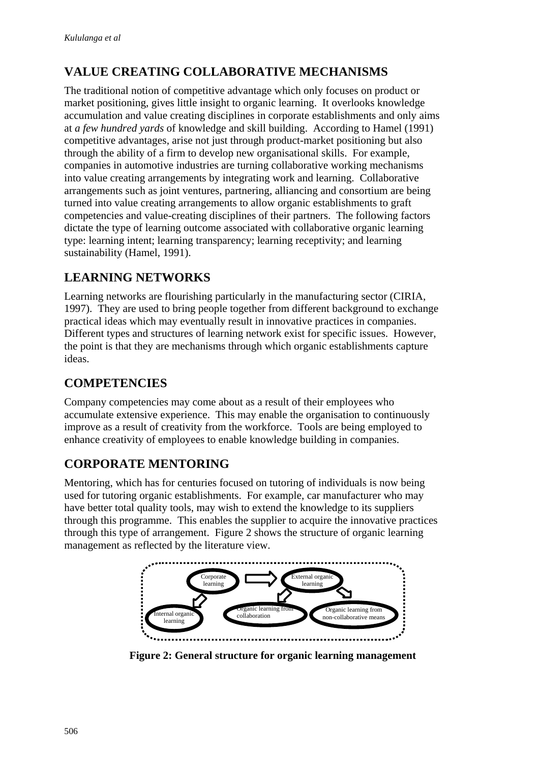## VALUE CREATING COLLABORATIVE MECHANISMS

The traditional notion of competitive advantage which only focuses on product or market positioning, gives little insight to organic learning. It overlooks knowledge accumulation and value creating disciplines in corporate establishments and only aims at *a few hundred yards* of knowledge and skill building. According to Hamel (1991) competitive advantages, arise not just through product-market positioning but also through the ability of a firm to develop new organisational skills. For example, companies in automotive industries are turning collaborative working mechanisms into value creating arrangements by integrating work and learning. Collaborative arrangements such as joint ventures, partnering, alliancing and consortium are being turned into value creating arrangements to allow organic establishments to graft competencies and value-creating disciplines of their partners. The following factors dictate the type of learning outcome associated with collaborative organic learning type: learning intent; learning transparency; learning receptivity; and learning sustainability (Hamel, 1991).

## LEARNING NETWORKS

Learning networks are flourishing particularly in the manufacturing sector (CIRIA, 1997). They are used to bring people together from different background to exchange practical ideas which may eventually result in innovative practices in companies. Different types and structures of learning network exist for specific issues. However, the point is that they are mechanisms through which organic establishments capture ideas.

## COMPETENCIES

Company competencies may come about as a result of their employees who accumulate extensive experience. This may enable the organisation to continuously improve as a result of creativity from the workforce. Tools are being employed to enhance creativity of employees to enable knowledge building in companies.

## CORPORATE MENTORING

Mentoring, which has for centuries focused on tutoring of individuals is now being used for tutoring organic establishments. For example, car manufacturer who may have better total quality tools, may wish to extend the knowledge to its suppliers through this programme. This enables the supplier to acquire the innovative practices through this type of arrangement. Figure 2 shows the structure of organic learning management as reflected by the literature view.

Corporate learning → External organic learning

Internal organic learning | Organic learning from collaboration | Organic learning from non-collaborative means

**Figure 2: General structure for organic learning management**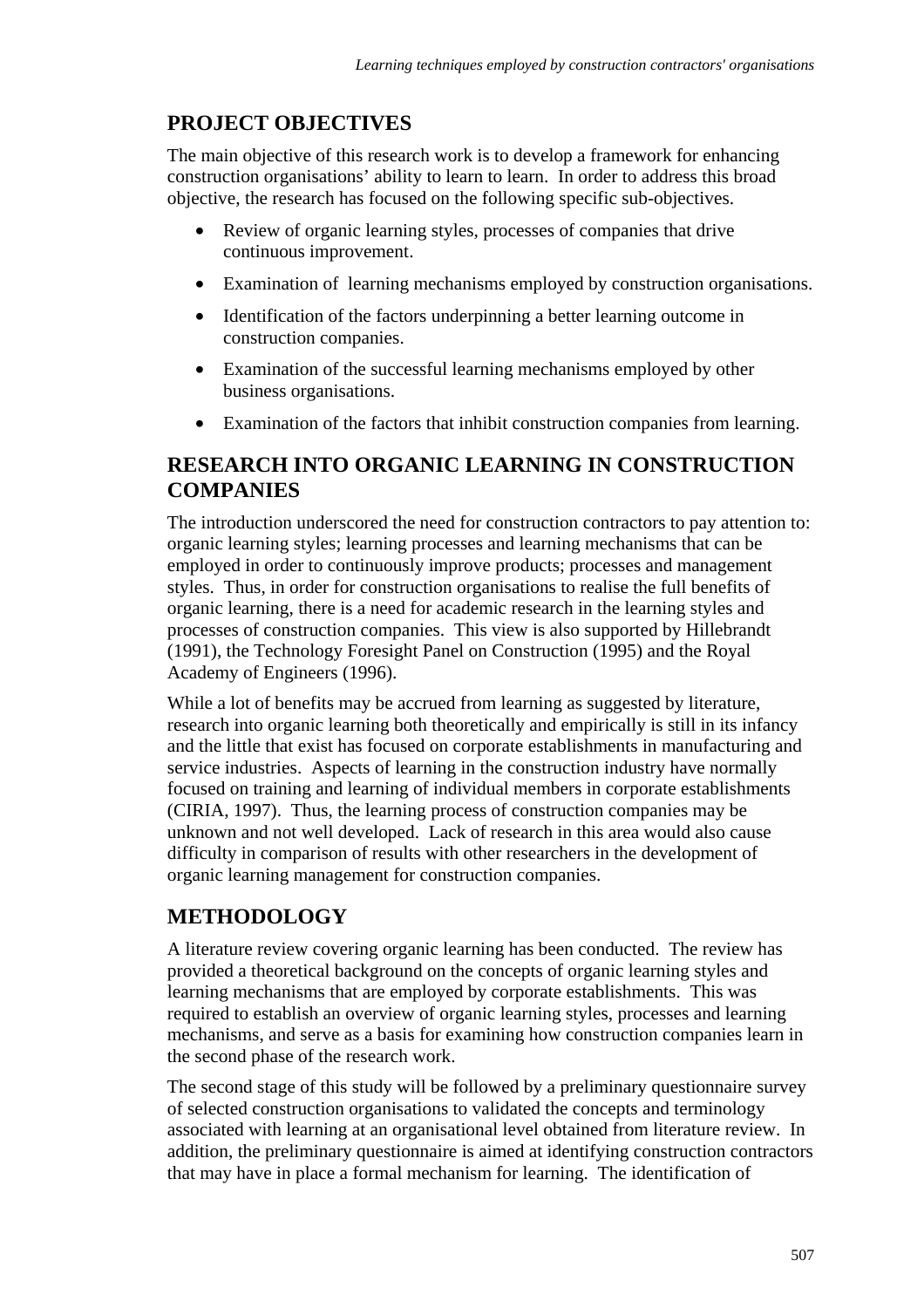## PROJECT OBJECTIVES

The main objective of this research work is to develop a framework for enhancing construction organisations' ability to learn to learn. In order to address this broad objective, the research has focused on the following specific sub-objectives.

- Review of organic learning styles, processes of companies that drive continuous improvement.
- Examination of learning mechanisms employed by construction organisations.
- Identification of the factors underpinning a better learning outcome in construction companies.
- Examination of the successful learning mechanisms employed by other business organisations.
- Examination of the factors that inhibit construction companies from learning.

## RESEARCH INTO ORGANIC LEARNING IN CONSTRUCTION COMPANIES

The introduction underscored the need for construction contractors to pay attention to: organic learning styles; learning processes and learning mechanisms that can be employed in order to continuously improve products; processes and management styles. Thus, in order for construction organisations to realise the full benefits of organic learning, there is a need for academic research in the learning styles and processes of construction companies. This view is also supported by Hillebrandt (1991), the Technology Foresight Panel on Construction (1995) and the Royal Academy of Engineers (1996).

While a lot of benefits may be accrued from learning as suggested by literature, research into organic learning both theoretically and empirically is still in its infancy and the little that exist has focused on corporate establishments in manufacturing and service industries. Aspects of learning in the construction industry have normally focused on training and learning of individual members in corporate establishments (CIRIA, 1997). Thus, the learning process of construction companies may be unknown and not well developed. Lack of research in this area would also cause difficulty in comparison of results with other researchers in the development of organic learning management for construction companies.

## METHODOLOGY

A literature review covering organic learning has been conducted. The review has provided a theoretical background on the concepts of organic learning styles and learning mechanisms that are employed by corporate establishments. This was required to establish an overview of organic learning styles, processes and learning mechanisms, and serve as a basis for examining how construction companies learn in the second phase of the research work.

The second stage of this study will be followed by a preliminary questionnaire survey of selected construction organisations to validated the concepts and terminology associated with learning at an organisational level obtained from literature review. In addition, the preliminary questionnaire is aimed at identifying construction contractors that may have in place a formal mechanism for learning. The identification of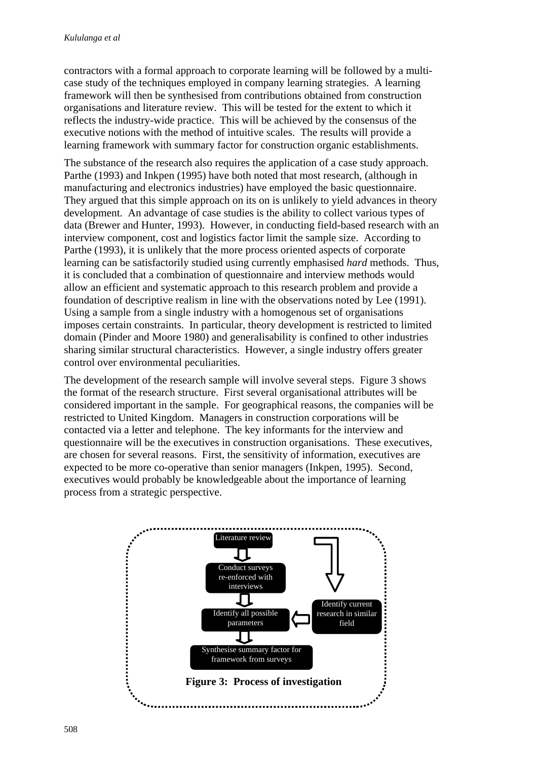contractors with a formal approach to corporate learning will be followed by a multi-case study of the techniques employed in company learning strategies. A learning framework will then be synthesised from contributions obtained from construction organisations and literature review. This will be tested for the extent to which it reflects the industry-wide practice. This will be achieved by the consensus of the executive notions with the method of intuitive scales. The results will provide a learning framework with summary factor for construction organic establishments.

The substance of the research also requires the application of a case study approach. Parthe (1993) and Inkpen (1995) have both noted that most research, (although in manufacturing and electronics industries) have employed the basic questionnaire. They argued that this simple approach on its on is unlikely to yield advances in theory development. An advantage of case studies is the ability to collect various types of data (Brewer and Hunter, 1993). However, in conducting field-based research with an interview component, cost and logistics factor limit the sample size. According to Parthe (1993), it is unlikely that the more process oriented aspects of corporate learning can be satisfactorily studied using currently emphasised *hard* methods. Thus, it is concluded that a combination of questionnaire and interview methods would allow an efficient and systematic approach to this research problem and provide a foundation of descriptive realism in line with the observations noted by Lee (1991). Using a sample from a single industry with a homogenous set of organisations imposes certain constraints. In particular, theory development is restricted to limited domain (Pinder and Moore 1980) and generalisability is confined to other industries sharing similar structural characteristics. However, a single industry offers greater control over environmental peculiarities.

The development of the research sample will involve several steps. Figure 3 shows the format of the research structure. First several organisational attributes will be considered important in the sample. For geographical reasons, the companies will be restricted to United Kingdom. Managers in construction corporations will be contacted via a letter and telephone. The key informants for the interview and questionnaire will be the executives in construction organisations. These executives, are chosen for several reasons. First, the sensitivity of information, executives are expected to be more co-operative than senior managers (Inkpen, 1995). Second, executives would probably be knowledgeable about the importance of learning process from a strategic perspective.

Literature review → Conduct surveys re-enforced with interviews → Identify all possible parameters → Synthesise summary factor for framework from surveys

Identify current research in similar field → Identify all possible parameters

**Figure 3: Process of investigation**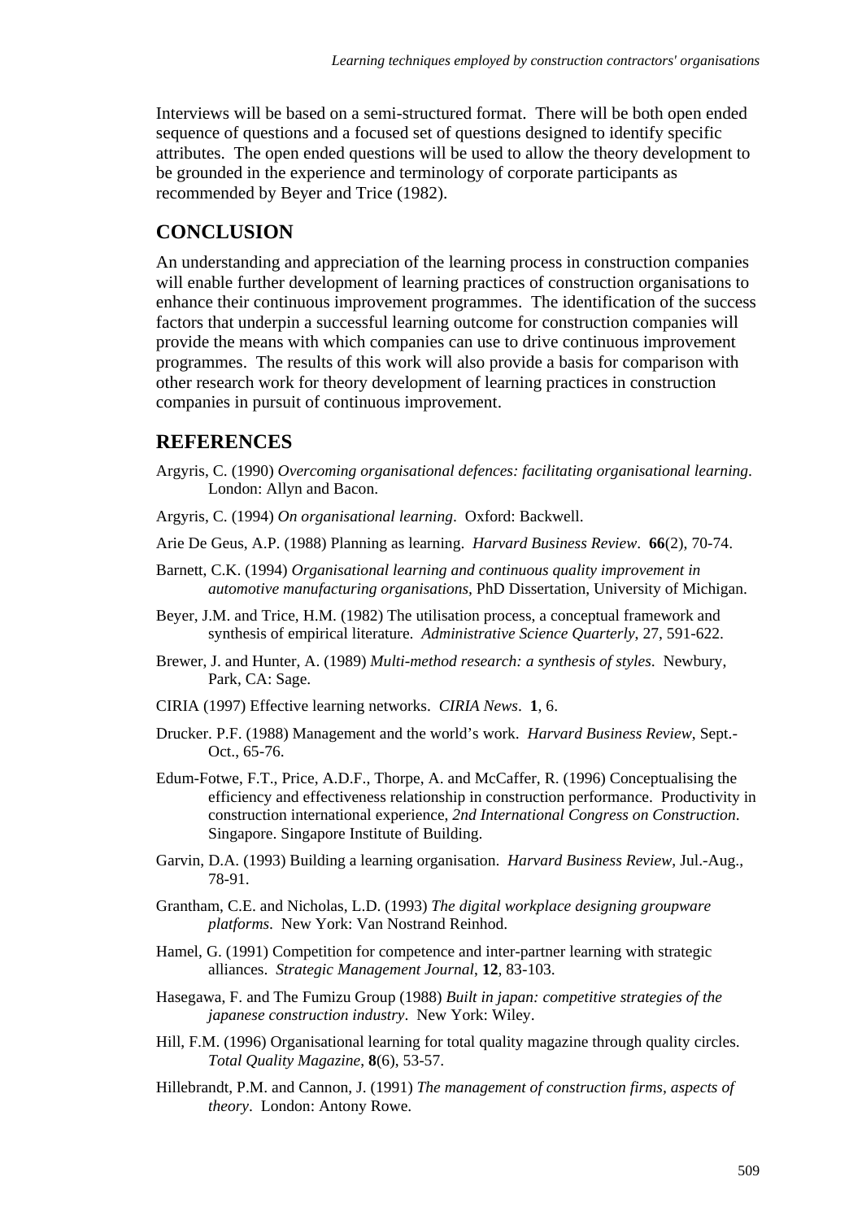Interviews will be based on a semi-structured format. There will be both open ended sequence of questions and a focused set of questions designed to identify specific attributes. The open ended questions will be used to allow the theory development to be grounded in the experience and terminology of corporate participants as recommended by Beyer and Trice (1982).

## CONCLUSION

An understanding and appreciation of the learning process in construction companies will enable further development of learning practices of construction organisations to enhance their continuous improvement programmes. The identification of the success factors that underpin a successful learning outcome for construction companies will provide the means with which companies can use to drive continuous improvement programmes. The results of this work will also provide a basis for comparison with other research work for theory development of learning practices in construction companies in pursuit of continuous improvement.

## REFERENCES

Argyris, C. (1990) *Overcoming organisational defences: facilitating organisational learning*. London: Allyn and Bacon.

Argyris, C. (1994) *On organisational learning*. Oxford: Backwell.

Arie De Geus, A.P. (1988) Planning as learning. *Harvard Business Review*. **66**(2), 70-74.

Barnett, C.K. (1994) *Organisational learning and continuous quality improvement in automotive manufacturing organisations,* PhD Dissertation, University of Michigan.

Beyer, J.M. and Trice, H.M. (1982) The utilisation process, a conceptual framework and synthesis of empirical literature. *Administrative Science Quarterly*, 27, 591-622.

Brewer, J. and Hunter, A. (1989) *Multi-method research: a synthesis of styles*. Newbury, Park, CA: Sage.

CIRIA (1997) Effective learning networks. *CIRIA News*. **1**, 6.

Drucker. P.F. (1988) Management and the world's work. *Harvard Business Review*, Sept.-Oct., 65-76.

Edum-Fotwe, F.T., Price, A.D.F., Thorpe, A. and McCaffer, R. (1996) Conceptualising the efficiency and effectiveness relationship in construction performance. Productivity in construction international experience, *2nd International Congress on Construction*. Singapore. Singapore Institute of Building.

Garvin, D.A. (1993) Building a learning organisation. *Harvard Business Review*, Jul.-Aug., 78-91.

Grantham, C.E. and Nicholas, L.D. (1993) *The digital workplace designing groupware platforms*. New York: Van Nostrand Reinhod.

Hamel, G. (1991) Competition for competence and inter-partner learning with strategic alliances. *Strategic Management Journal*, **12**, 83-103.

Hasegawa, F. and The Fumizu Group (1988) *Built in japan: competitive strategies of the japanese construction industry*. New York: Wiley.

Hill, F.M. (1996) Organisational learning for total quality magazine through quality circles. *Total Quality Magazine*, **8**(6), 53-57.

Hillebrandt, P.M. and Cannon, J. (1991) *The management of construction firms, aspects of theory*. London: Antony Rowe.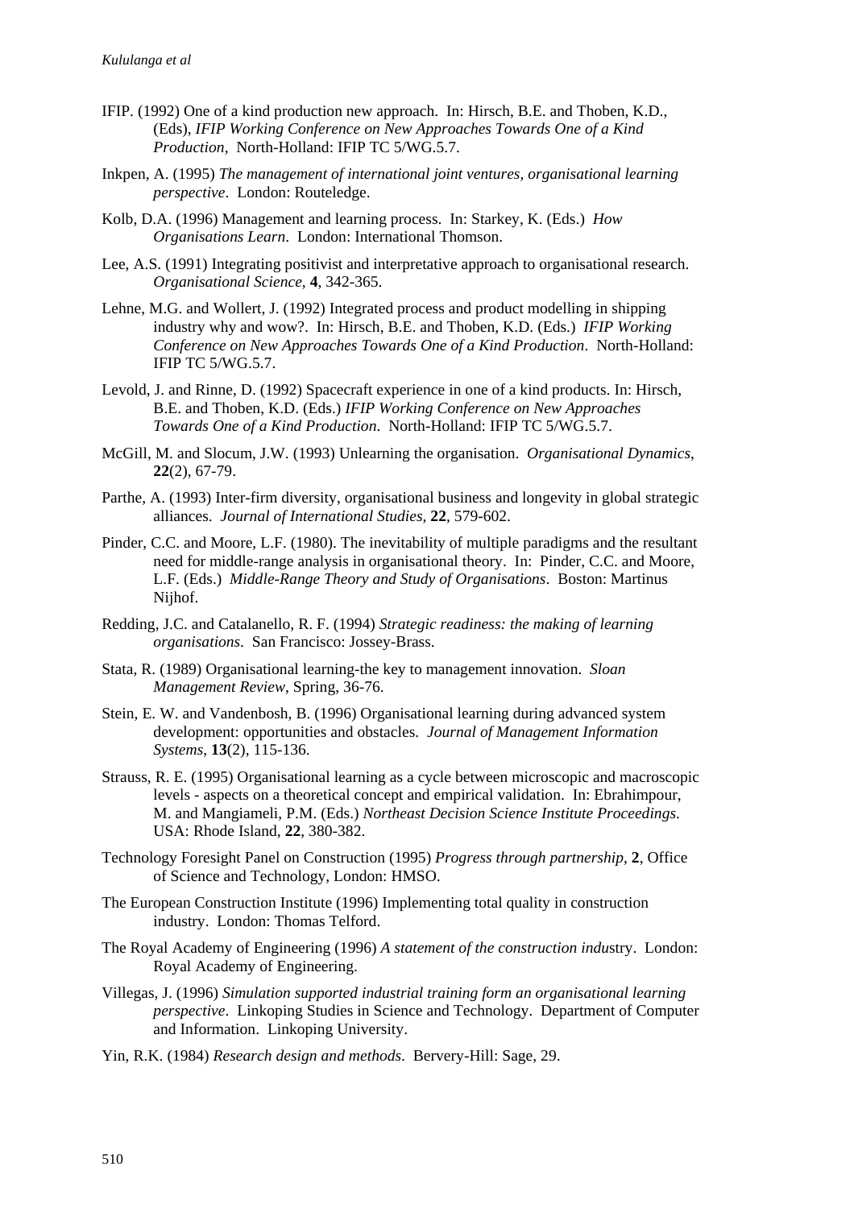IFIP. (1992) One of a kind production new approach. In: Hirsch, B.E. and Thoben, K.D., (Eds), *IFIP Working Conference on New Approaches Towards One of a Kind Production*, North-Holland: IFIP TC 5/WG.5.7.

Inkpen, A. (1995) *The management of international joint ventures, organisational learning perspective*. London: Routeledge.

Kolb, D.A. (1996) Management and learning process. In: Starkey, K. (Eds.) *How Organisations Learn*. London: International Thomson.

Lee, A.S. (1991) Integrating positivist and interpretative approach to organisational research. *Organisational Science*, **4**, 342-365.

Lehne, M.G. and Wollert, J. (1992) Integrated process and product modelling in shipping industry why and wow?. In: Hirsch, B.E. and Thoben, K.D. (Eds.) *IFIP Working Conference on New Approaches Towards One of a Kind Production*. North-Holland: IFIP TC 5/WG.5.7.

Levold, J. and Rinne, D. (1992) Spacecraft experience in one of a kind products. In: Hirsch, B.E. and Thoben, K.D. (Eds.) *IFIP Working Conference on New Approaches Towards One of a Kind Production*. North-Holland: IFIP TC 5/WG.5.7.

McGill, M. and Slocum, J.W. (1993) Unlearning the organisation. *Organisational Dynamics*, **22**(2), 67-79.

Parthe, A. (1993) Inter-firm diversity, organisational business and longevity in global strategic alliances. *Journal of International Studies*, **22**, 579-602.

Pinder, C.C. and Moore, L.F. (1980). The inevitability of multiple paradigms and the resultant need for middle-range analysis in organisational theory. In: Pinder, C.C. and Moore, L.F. (Eds.) *Middle-Range Theory and Study of Organisations*. Boston: Martinus Nijhof.

Redding, J.C. and Catalanello, R. F. (1994) *Strategic readiness: the making of learning organisations*. San Francisco: Jossey-Brass.

Stata, R. (1989) Organisational learning-the key to management innovation. *Sloan Management Review*, Spring, 36-76.

Stein, E. W. and Vandenbosh, B. (1996) Organisational learning during advanced system development: opportunities and obstacles. *Journal of Management Information Systems*, **13**(2), 115-136.

Strauss, R. E. (1995) Organisational learning as a cycle between microscopic and macroscopic levels - aspects on a theoretical concept and empirical validation. In: Ebrahimpour, M. and Mangiameli, P.M. (Eds.) *Northeast Decision Science Institute Proceedings*. USA: Rhode Island, **22**, 380-382.

Technology Foresight Panel on Construction (1995) *Progress through partnership*, **2**, Office of Science and Technology, London: HMSO.

The European Construction Institute (1996) Implementing total quality in construction industry. London: Thomas Telford.

The Royal Academy of Engineering (1996) *A statement of the construction indu*stry. London: Royal Academy of Engineering.

Villegas, J. (1996) *Simulation supported industrial training form an organisational learning perspective*. Linkoping Studies in Science and Technology. Department of Computer and Information. Linkoping University.

Yin, R.K. (1984) *Research design and methods*. Bervery-Hill: Sage, 29.